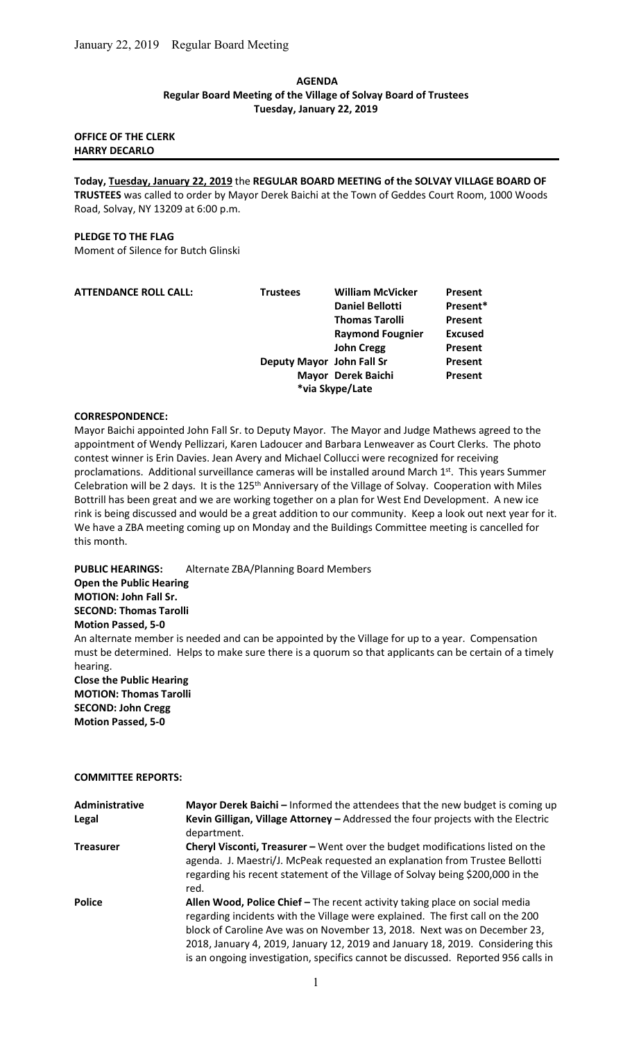January 22, 2019 Regular Board Meeting

**AGENDA**
**Regular Board Meeting of the Village of Solvay Board of Trustees**
**Tuesday, January 22, 2019**

**OFFICE OF THE CLERK**
**HARRY DECARLO**

---

**Today, Tuesday, January 22, 2019** the **REGULAR BOARD MEETING of the SOLVAY VILLAGE BOARD OF TRUSTEES** was called to order by Mayor Derek Baichi at the Town of Geddes Court Room, 1000 Woods Road, Solvay, NY 13209 at 6:00 p.m.

**PLEDGE TO THE FLAG**

Moment of Silence for Butch Glinski

| **ATTENDANCE ROLL CALL:** | **Trustees** | **William McVicker** | **Present** |
|---|---|---|---|
| | | **Daniel Bellotti** | **Present*** |
| | | **Thomas Tarolli** | **Present** |
| | | **Raymond Fougnier** | **Excused** |
| | | **John Cregg** | **Present** |
| | **Deputy Mayor** | **John Fall Sr** | **Present** |
| | **Mayor** | **Derek Baichi** | **Present** |
| | | ***via Skype/Late** | |

**CORRESPONDENCE:**

Mayor Baichi appointed John Fall Sr. to Deputy Mayor. The Mayor and Judge Mathews agreed to the appointment of Wendy Pellizzari, Karen Ladoucer and Barbara Lenweaver as Court Clerks. The photo contest winner is Erin Davies. Jean Avery and Michael Collucci were recognized for receiving proclamations. Additional surveillance cameras will be installed around March 1st. This years Summer Celebration will be 2 days. It is the 125th Anniversary of the Village of Solvay. Cooperation with Miles Bottrill has been great and we are working together on a plan for West End Development. A new ice rink is being discussed and would be a great addition to our community. Keep a look out next year for it. We have a ZBA meeting coming up on Monday and the Buildings Committee meeting is cancelled for this month.

**PUBLIC HEARINGS:** Alternate ZBA/Planning Board Members

**Open the Public Hearing**
**MOTION: John Fall Sr.**
**SECOND: Thomas Tarolli**
**Motion Passed, 5-0**

An alternate member is needed and can be appointed by the Village for up to a year. Compensation must be determined. Helps to make sure there is a quorum so that applicants can be certain of a timely hearing.

**Close the Public Hearing**
**MOTION: Thomas Tarolli**
**SECOND: John Cregg**
**Motion Passed, 5-0**

**COMMITTEE REPORTS:**

| | |
|---|---|
| **Administrative** | **Mayor Derek Baichi –** Informed the attendees that the new budget is coming up |
| **Legal** | **Kevin Gilligan, Village Attorney –** Addressed the four projects with the Electric department. |
| **Treasurer** | **Cheryl Visconti, Treasurer –** Went over the budget modifications listed on the agenda. J. Maestri/J. McPeak requested an explanation from Trustee Bellotti regarding his recent statement of the Village of Solvay being $200,000 in the red. |
| **Police** | **Allen Wood, Police Chief –** The recent activity taking place on social media regarding incidents with the Village were explained. The first call on the 200 block of Caroline Ave was on November 13, 2018. Next was on December 23, 2018, January 4, 2019, January 12, 2019 and January 18, 2019. Considering this is an ongoing investigation, specifics cannot be discussed. Reported 956 calls in |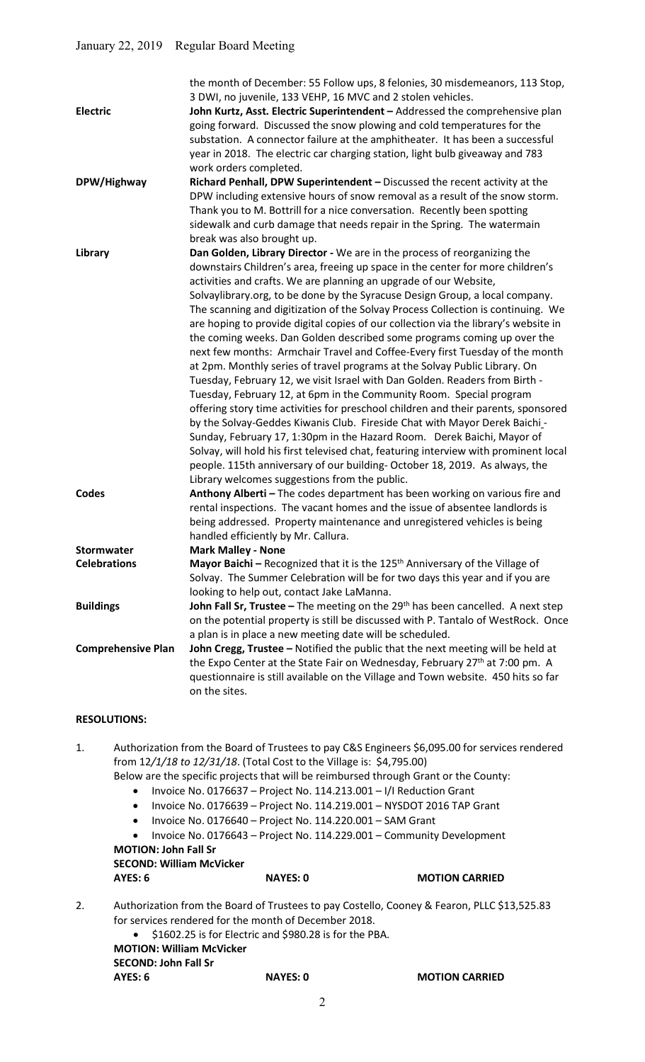| | |
|---|---|
| | the month of December: 55 Follow ups, 8 felonies, 30 misdemeanors, 113 Stop, 3 DWI, no juvenile, 133 VEHP, 16 MVC and 2 stolen vehicles. |
| **Electric** | **John Kurtz, Asst. Electric Superintendent –** Addressed the comprehensive plan going forward. Discussed the snow plowing and cold temperatures for the substation. A connector failure at the amphitheater. It has been a successful year in 2018. The electric car charging station, light bulb giveaway and 783 work orders completed. |
| **DPW/Highway** | **Richard Penhall, DPW Superintendent –** Discussed the recent activity at the DPW including extensive hours of snow removal as a result of the snow storm. Thank you to M. Bottrill for a nice conversation. Recently been spotting sidewalk and curb damage that needs repair in the Spring. The watermain break was also brought up. |
| **Library** | **Dan Golden, Library Director -** We are in the process of reorganizing the downstairs Children's area, freeing up space in the center for more children's activities and crafts. We are planning an upgrade of our Website, Solvaylibrary.org, to be done by the Syracuse Design Group, a local company. The scanning and digitization of the Solvay Process Collection is continuing. We are hoping to provide digital copies of our collection via the library's website in the coming weeks. Dan Golden described some programs coming up over the next few months: Armchair Travel and Coffee-Every first Tuesday of the month at 2pm. Monthly series of travel programs at the Solvay Public Library. On Tuesday, February 12, we visit Israel with Dan Golden. Readers from Birth - Tuesday, February 12, at 6pm in the Community Room. Special program offering story time activities for preschool children and their parents, sponsored by the Solvay-Geddes Kiwanis Club. Fireside Chat with Mayor Derek Baichi - Sunday, February 17, 1:30pm in the Hazard Room. Derek Baichi, Mayor of Solvay, will hold his first televised chat, featuring interview with prominent local people. 115th anniversary of our building- October 18, 2019. As always, the Library welcomes suggestions from the public. |
| **Codes** | **Anthony Alberti –** The codes department has been working on various fire and rental inspections. The vacant homes and the issue of absentee landlords is being addressed. Property maintenance and unregistered vehicles is being handled efficiently by Mr. Callura. |
| **Stormwater** | **Mark Malley - None** |
| **Celebrations** | **Mayor Baichi –** Recognized that it is the 125th Anniversary of the Village of Solvay. The Summer Celebration will be for two days this year and if you are looking to help out, contact Jake LaManna. |
| **Buildings** | **John Fall Sr, Trustee –** The meeting on the 29th has been cancelled. A next step on the potential property is still be discussed with P. Tantalo of WestRock. Once a plan is in place a new meeting date will be scheduled. |
| **Comprehensive Plan** | **John Cregg, Trustee –** Notified the public that the next meeting will be held at the Expo Center at the State Fair on Wednesday, February 27th at 7:00 pm. A questionnaire is still available on the Village and Town website. 450 hits so far on the sites. |

**RESOLUTIONS:**

1. Authorization from the Board of Trustees to pay C&S Engineers $6,095.00 for services rendered from *12/1/18 to 12/31/18*. (Total Cost to the Village is: $4,795.00)
   Below are the specific projects that will be reimbursed through Grant or the County:
   - Invoice No. 0176637 – Project No. 114.213.001 – I/I Reduction Grant
   - Invoice No. 0176639 – Project No. 114.219.001 – NYSDOT 2016 TAP Grant
   - Invoice No. 0176640 – Project No. 114.220.001 – SAM Grant
   - Invoice No. 0176643 – Project No. 114.229.001 – Community Development

   **MOTION: John Fall Sr**
   **SECOND: William McVicker**
   **AYES: 6 NAYES: 0 MOTION CARRIED**

2. Authorization from the Board of Trustees to pay Costello, Cooney & Fearon, PLLC $13,525.83 for services rendered for the month of December 2018.
   - $1602.25 is for Electric and $980.28 is for the PBA.

   **MOTION: William McVicker**
   **SECOND: John Fall Sr**
   **AYES: 6 NAYES: 0 MOTION CARRIED**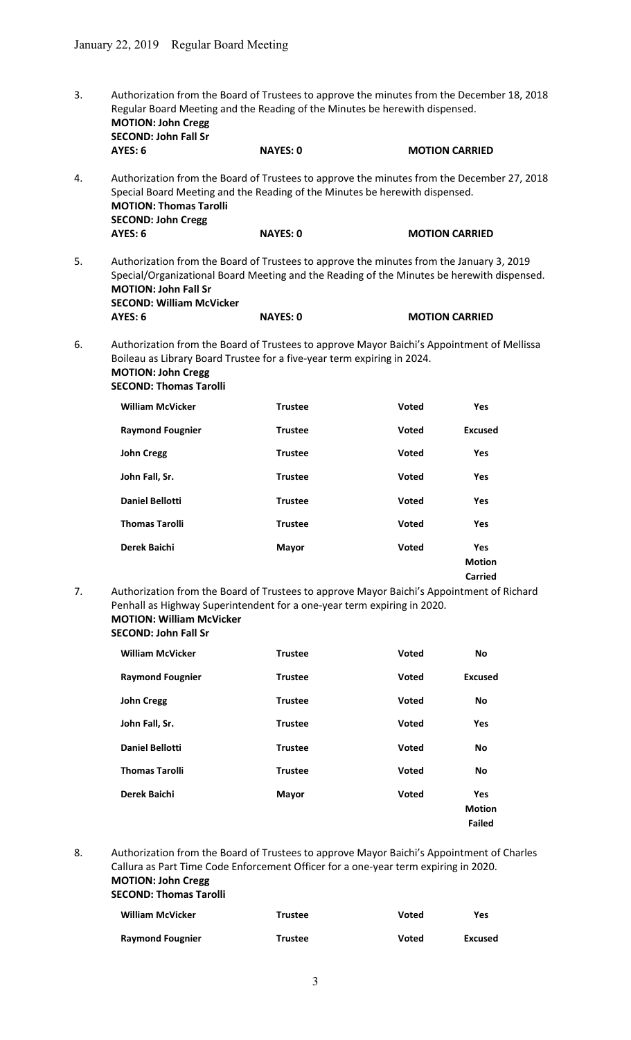3. Authorization from the Board of Trustees to approve the minutes from the December 18, 2018 Regular Board Meeting and the Reading of the Minutes be herewith dispensed.
   **MOTION: John Cregg**
   **SECOND: John Fall Sr**
   **AYES: 6** **NAYES: 0** **MOTION CARRIED**

4. Authorization from the Board of Trustees to approve the minutes from the December 27, 2018 Special Board Meeting and the Reading of the Minutes be herewith dispensed.
   **MOTION: Thomas Tarolli**
   **SECOND: John Cregg**
   **AYES: 6** **NAYES: 0** **MOTION CARRIED**

5. Authorization from the Board of Trustees to approve the minutes from the January 3, 2019 Special/Organizational Board Meeting and the Reading of the Minutes be herewith dispensed.
   **MOTION: John Fall Sr**
   **SECOND: William McVicker**
   **AYES: 6** **NAYES: 0** **MOTION CARRIED**

6. Authorization from the Board of Trustees to approve Mayor Baichi's Appointment of Mellissa Boileau as Library Board Trustee for a five-year term expiring in 2024.
   **MOTION: John Cregg**
   **SECOND: Thomas Tarolli**

| | | | |
|---|---|---|---|
| **William McVicker** | **Trustee** | **Voted** | **Yes** |
| **Raymond Fougnier** | **Trustee** | **Voted** | **Excused** |
| **John Cregg** | **Trustee** | **Voted** | **Yes** |
| **John Fall, Sr.** | **Trustee** | **Voted** | **Yes** |
| **Daniel Bellotti** | **Trustee** | **Voted** | **Yes** |
| **Thomas Tarolli** | **Trustee** | **Voted** | **Yes** |
| **Derek Baichi** | **Mayor** | **Voted** | **Yes** |
| | | | **Motion Carried** |

7. Authorization from the Board of Trustees to approve Mayor Baichi's Appointment of Richard Penhall as Highway Superintendent for a one-year term expiring in 2020.
   **MOTION: William McVicker**
   **SECOND: John Fall Sr**

| | | | |
|---|---|---|---|
| **William McVicker** | **Trustee** | **Voted** | **No** |
| **Raymond Fougnier** | **Trustee** | **Voted** | **Excused** |
| **John Cregg** | **Trustee** | **Voted** | **No** |
| **John Fall, Sr.** | **Trustee** | **Voted** | **Yes** |
| **Daniel Bellotti** | **Trustee** | **Voted** | **No** |
| **Thomas Tarolli** | **Trustee** | **Voted** | **No** |
| **Derek Baichi** | **Mayor** | **Voted** | **Yes** |
| | | | **Motion Failed** |

8. Authorization from the Board of Trustees to approve Mayor Baichi's Appointment of Charles Callura as Part Time Code Enforcement Officer for a one-year term expiring in 2020.
   **MOTION: John Cregg**
   **SECOND: Thomas Tarolli**

| | | | |
|---|---|---|---|
| **William McVicker** | **Trustee** | **Voted** | **Yes** |
| **Raymond Fougnier** | **Trustee** | **Voted** | **Excused** |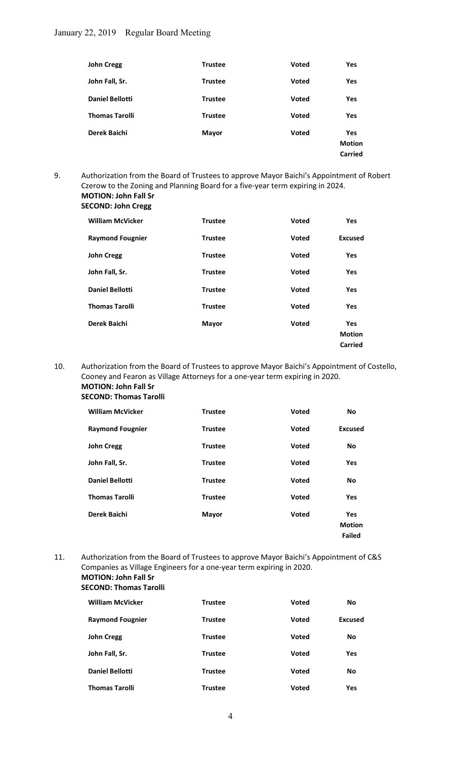| | | | |
|---|---|---|---|
| **John Cregg** | **Trustee** | **Voted** | **Yes** |
| **John Fall, Sr.** | **Trustee** | **Voted** | **Yes** |
| **Daniel Bellotti** | **Trustee** | **Voted** | **Yes** |
| **Thomas Tarolli** | **Trustee** | **Voted** | **Yes** |
| **Derek Baichi** | **Mayor** | **Voted** | **Yes** **Motion Carried** |

9. Authorization from the Board of Trustees to approve Mayor Baichi's Appointment of Robert Czerow to the Zoning and Planning Board for a five-year term expiring in 2024.
**MOTION: John Fall Sr**
**SECOND: John Cregg**

| | | | |
|---|---|---|---|
| **William McVicker** | **Trustee** | **Voted** | **Yes** |
| **Raymond Fougnier** | **Trustee** | **Voted** | **Excused** |
| **John Cregg** | **Trustee** | **Voted** | **Yes** |
| **John Fall, Sr.** | **Trustee** | **Voted** | **Yes** |
| **Daniel Bellotti** | **Trustee** | **Voted** | **Yes** |
| **Thomas Tarolli** | **Trustee** | **Voted** | **Yes** |
| **Derek Baichi** | **Mayor** | **Voted** | **Yes** **Motion Carried** |

10. Authorization from the Board of Trustees to approve Mayor Baichi's Appointment of Costello, Cooney and Fearon as Village Attorneys for a one-year term expiring in 2020.
**MOTION: John Fall Sr**
**SECOND: Thomas Tarolli**

| | | | |
|---|---|---|---|
| **William McVicker** | **Trustee** | **Voted** | **No** |
| **Raymond Fougnier** | **Trustee** | **Voted** | **Excused** |
| **John Cregg** | **Trustee** | **Voted** | **No** |
| **John Fall, Sr.** | **Trustee** | **Voted** | **Yes** |
| **Daniel Bellotti** | **Trustee** | **Voted** | **No** |
| **Thomas Tarolli** | **Trustee** | **Voted** | **Yes** |
| **Derek Baichi** | **Mayor** | **Voted** | **Yes** **Motion Failed** |

11. Authorization from the Board of Trustees to approve Mayor Baichi's Appointment of C&S Companies as Village Engineers for a one-year term expiring in 2020.
**MOTION: John Fall Sr**
**SECOND: Thomas Tarolli**

| | | | |
|---|---|---|---|
| **William McVicker** | **Trustee** | **Voted** | **No** |
| **Raymond Fougnier** | **Trustee** | **Voted** | **Excused** |
| **John Cregg** | **Trustee** | **Voted** | **No** |
| **John Fall, Sr.** | **Trustee** | **Voted** | **Yes** |
| **Daniel Bellotti** | **Trustee** | **Voted** | **No** |
| **Thomas Tarolli** | **Trustee** | **Voted** | **Yes** |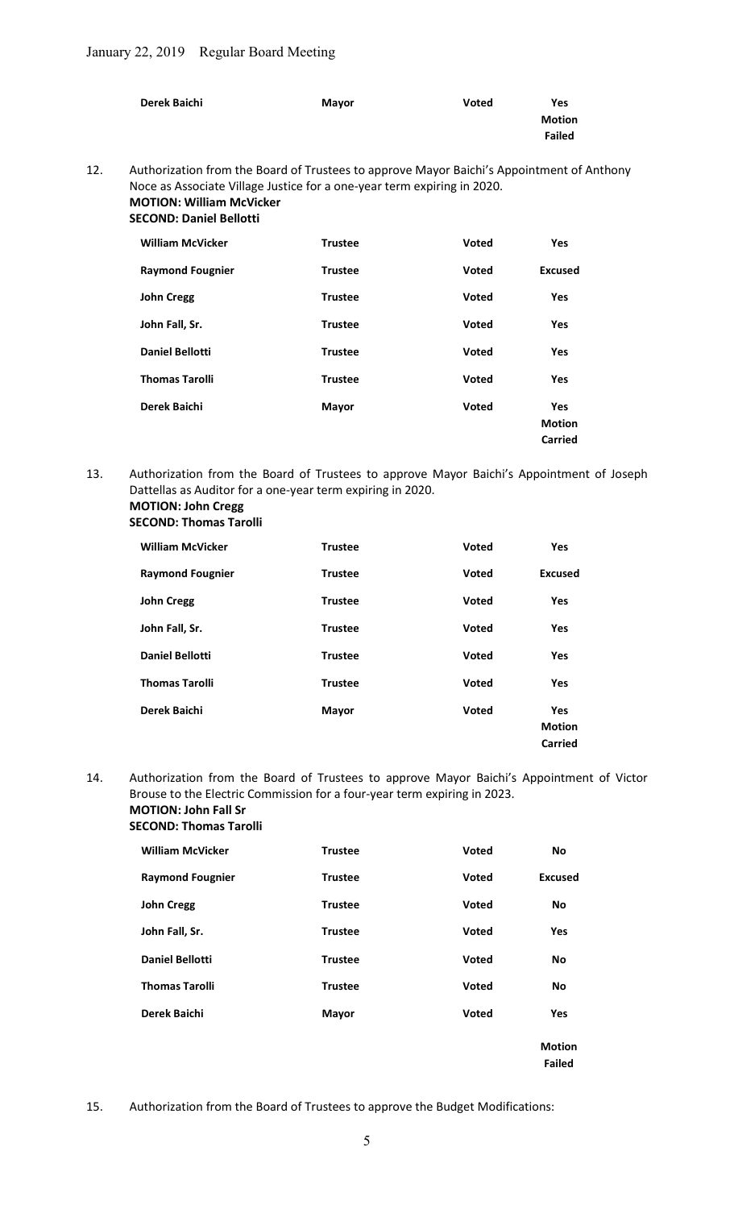| | | | |
|---|---|---|---|
| **Derek Baichi** | **Mayor** | **Voted** | **Yes** |
| | | | **Motion Failed** |

12. Authorization from the Board of Trustees to approve Mayor Baichi's Appointment of Anthony Noce as Associate Village Justice for a one-year term expiring in 2020.
**MOTION: William McVicker**
**SECOND: Daniel Bellotti**

| | | | |
|---|---|---|---|
| **William McVicker** | **Trustee** | **Voted** | **Yes** |
| **Raymond Fougnier** | **Trustee** | **Voted** | **Excused** |
| **John Cregg** | **Trustee** | **Voted** | **Yes** |
| **John Fall, Sr.** | **Trustee** | **Voted** | **Yes** |
| **Daniel Bellotti** | **Trustee** | **Voted** | **Yes** |
| **Thomas Tarolli** | **Trustee** | **Voted** | **Yes** |
| **Derek Baichi** | **Mayor** | **Voted** | **Yes** |
| | | | **Motion Carried** |

13. Authorization from the Board of Trustees to approve Mayor Baichi's Appointment of Joseph Dattellas as Auditor for a one-year term expiring in 2020.
**MOTION: John Cregg**
**SECOND: Thomas Tarolli**

| | | | |
|---|---|---|---|
| **William McVicker** | **Trustee** | **Voted** | **Yes** |
| **Raymond Fougnier** | **Trustee** | **Voted** | **Excused** |
| **John Cregg** | **Trustee** | **Voted** | **Yes** |
| **John Fall, Sr.** | **Trustee** | **Voted** | **Yes** |
| **Daniel Bellotti** | **Trustee** | **Voted** | **Yes** |
| **Thomas Tarolli** | **Trustee** | **Voted** | **Yes** |
| **Derek Baichi** | **Mayor** | **Voted** | **Yes** |
| | | | **Motion Carried** |

14. Authorization from the Board of Trustees to approve Mayor Baichi's Appointment of Victor Brouse to the Electric Commission for a four-year term expiring in 2023.
**MOTION: John Fall Sr**
**SECOND: Thomas Tarolli**

| | | | |
|---|---|---|---|
| **William McVicker** | **Trustee** | **Voted** | **No** |
| **Raymond Fougnier** | **Trustee** | **Voted** | **Excused** |
| **John Cregg** | **Trustee** | **Voted** | **No** |
| **John Fall, Sr.** | **Trustee** | **Voted** | **Yes** |
| **Daniel Bellotti** | **Trustee** | **Voted** | **No** |
| **Thomas Tarolli** | **Trustee** | **Voted** | **No** |
| **Derek Baichi** | **Mayor** | **Voted** | **Yes** |
| | | | **Motion Failed** |

15. Authorization from the Board of Trustees to approve the Budget Modifications: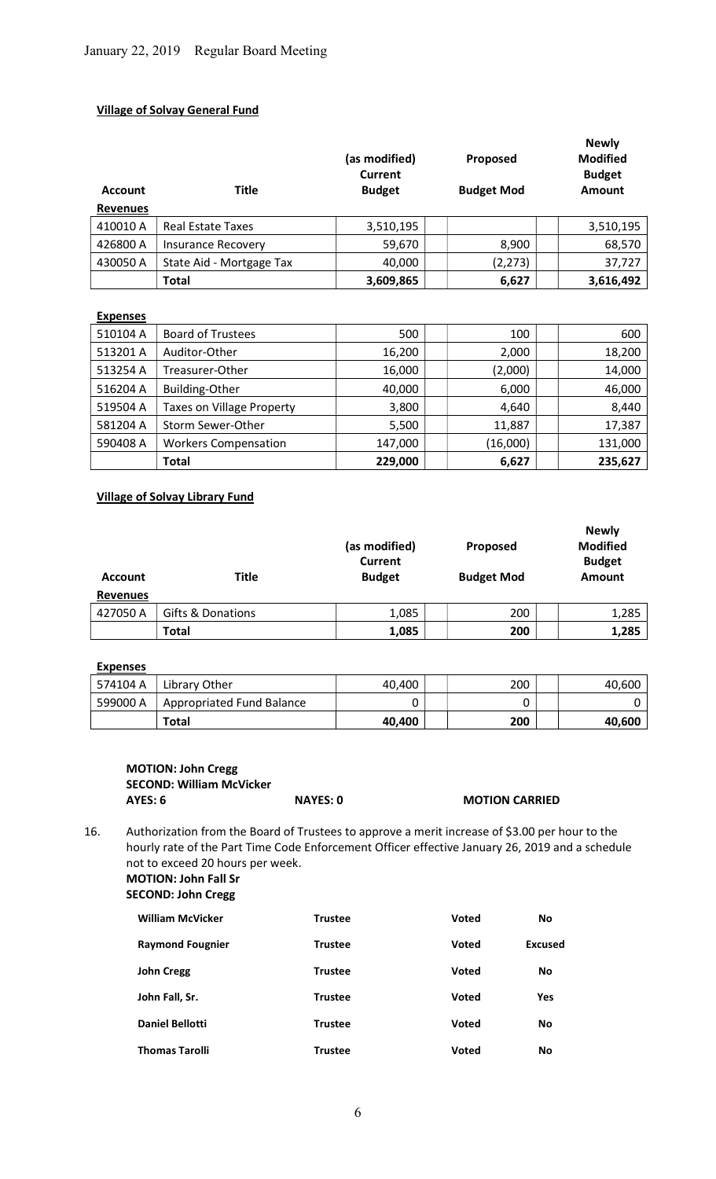January 22, 2019 Regular Board Meeting

**Village of Solvay General Fund**

| Account | Title | (as modified) Current Budget | Proposed Budget Mod | Newly Modified Budget Amount |
|---|---|---|---|---|
| **Revenues** | | | | |
| 410010 A | Real Estate Taxes | 3,510,195 | | 3,510,195 |
| 426800 A | Insurance Recovery | 59,670 | 8,900 | 68,570 |
| 430050 A | State Aid - Mortgage Tax | 40,000 | (2,273) | 37,727 |
| | **Total** | **3,609,865** | **6,627** | **3,616,492** |

| Account | Title | (as modified) Current Budget | Proposed Budget Mod | Newly Modified Budget Amount |
|---|---|---|---|---|
| **Expenses** | | | | |
| 510104 A | Board of Trustees | 500 | 100 | 600 |
| 513201 A | Auditor-Other | 16,200 | 2,000 | 18,200 |
| 513254 A | Treasurer-Other | 16,000 | (2,000) | 14,000 |
| 516204 A | Building-Other | 40,000 | 6,000 | 46,000 |
| 519504 A | Taxes on Village Property | 3,800 | 4,640 | 8,440 |
| 581204 A | Storm Sewer-Other | 5,500 | 11,887 | 17,387 |
| 590408 A | Workers Compensation | 147,000 | (16,000) | 131,000 |
| | **Total** | **229,000** | **6,627** | **235,627** |

**Village of Solvay Library Fund**

| Account | Title | (as modified) Current Budget | Proposed Budget Mod | Newly Modified Budget Amount |
|---|---|---|---|---|
| **Revenues** | | | | |
| 427050 A | Gifts & Donations | 1,085 | 200 | 1,285 |
| | **Total** | **1,085** | **200** | **1,285** |

| Account | Title | (as modified) Current Budget | Proposed Budget Mod | Newly Modified Budget Amount |
|---|---|---|---|---|
| **Expenses** | | | | |
| 574104 A | Library Other | 40,400 | 200 | 40,600 |
| 599000 A | Appropriated Fund Balance | 0 | 0 | 0 |
| | **Total** | **40,400** | **200** | **40,600** |

**MOTION: John Cregg**
**SECOND: William McVicker**
**AYES: 6** **NAYES: 0** **MOTION CARRIED**

16. Authorization from the Board of Trustees to approve a merit increase of $3.00 per hour to the hourly rate of the Part Time Code Enforcement Officer effective January 26, 2019 and a schedule not to exceed 20 hours per week.
**MOTION: John Fall Sr**
**SECOND: John Cregg**

| | | | |
|---|---|---|---|
| **William McVicker** | **Trustee** | **Voted** | **No** |
| **Raymond Fougnier** | **Trustee** | **Voted** | **Excused** |
| **John Cregg** | **Trustee** | **Voted** | **No** |
| **John Fall, Sr.** | **Trustee** | **Voted** | **Yes** |
| **Daniel Bellotti** | **Trustee** | **Voted** | **No** |
| **Thomas Tarolli** | **Trustee** | **Voted** | **No** |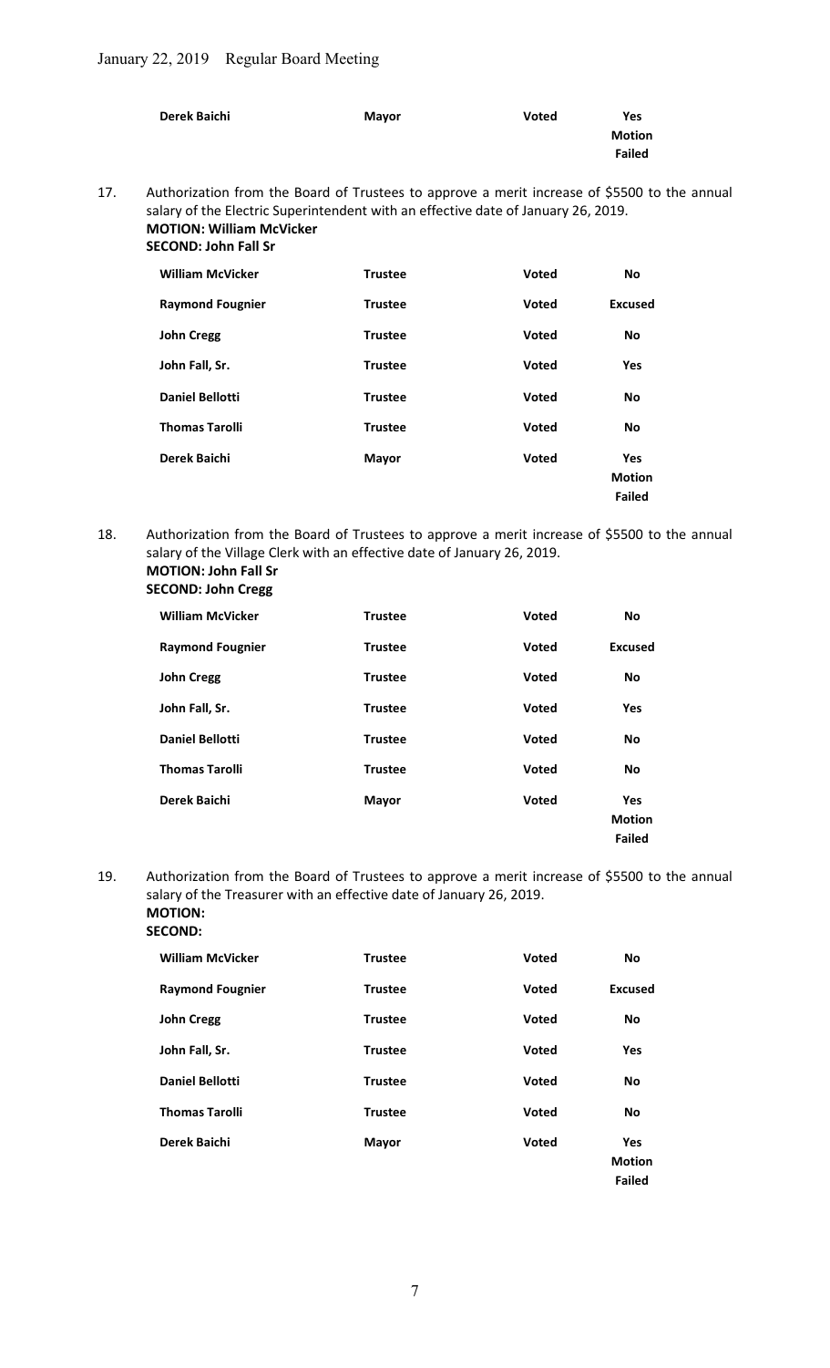| | | | |
|---|---|---|---|
| **Derek Baichi** | **Mayor** | **Voted** | **Yes Motion Failed** |

17. Authorization from the Board of Trustees to approve a merit increase of $5500 to the annual salary of the Electric Superintendent with an effective date of January 26, 2019.
**MOTION: William McVicker**
**SECOND: John Fall Sr**

| | | | |
|---|---|---|---|
| **William McVicker** | **Trustee** | **Voted** | **No** |
| **Raymond Fougnier** | **Trustee** | **Voted** | **Excused** |
| **John Cregg** | **Trustee** | **Voted** | **No** |
| **John Fall, Sr.** | **Trustee** | **Voted** | **Yes** |
| **Daniel Bellotti** | **Trustee** | **Voted** | **No** |
| **Thomas Tarolli** | **Trustee** | **Voted** | **No** |
| **Derek Baichi** | **Mayor** | **Voted** | **Yes Motion Failed** |

18. Authorization from the Board of Trustees to approve a merit increase of $5500 to the annual salary of the Village Clerk with an effective date of January 26, 2019.
**MOTION: John Fall Sr**
**SECOND: John Cregg**

| | | | |
|---|---|---|---|
| **William McVicker** | **Trustee** | **Voted** | **No** |
| **Raymond Fougnier** | **Trustee** | **Voted** | **Excused** |
| **John Cregg** | **Trustee** | **Voted** | **No** |
| **John Fall, Sr.** | **Trustee** | **Voted** | **Yes** |
| **Daniel Bellotti** | **Trustee** | **Voted** | **No** |
| **Thomas Tarolli** | **Trustee** | **Voted** | **No** |
| **Derek Baichi** | **Mayor** | **Voted** | **Yes Motion Failed** |

19. Authorization from the Board of Trustees to approve a merit increase of $5500 to the annual salary of the Treasurer with an effective date of January 26, 2019.
**MOTION:**
**SECOND:**

| | | | |
|---|---|---|---|
| **William McVicker** | **Trustee** | **Voted** | **No** |
| **Raymond Fougnier** | **Trustee** | **Voted** | **Excused** |
| **John Cregg** | **Trustee** | **Voted** | **No** |
| **John Fall, Sr.** | **Trustee** | **Voted** | **Yes** |
| **Daniel Bellotti** | **Trustee** | **Voted** | **No** |
| **Thomas Tarolli** | **Trustee** | **Voted** | **No** |
| **Derek Baichi** | **Mayor** | **Voted** | **Yes Motion Failed** |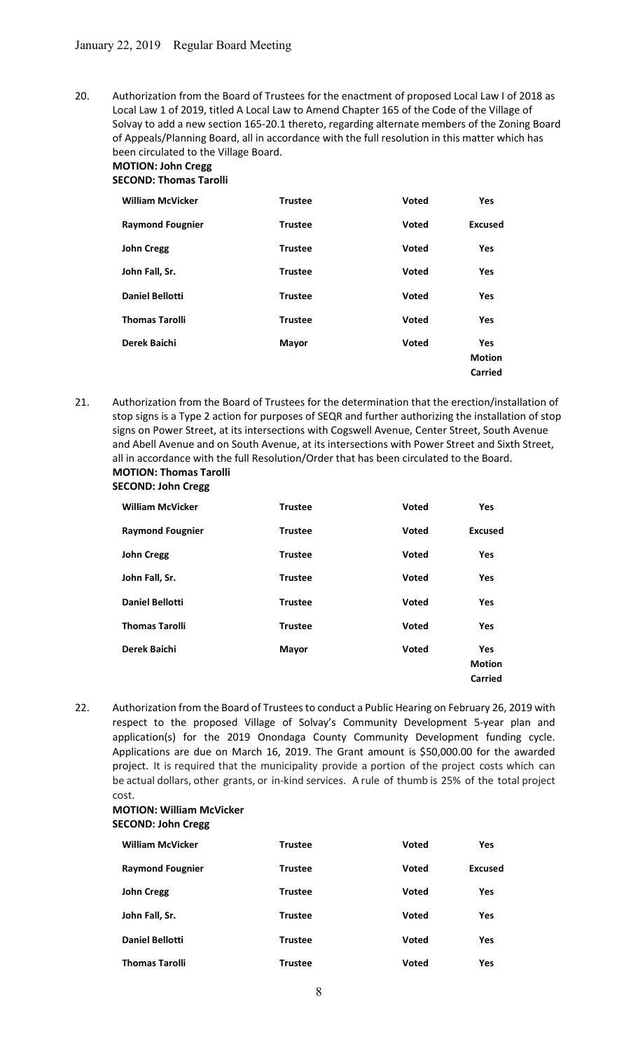January 22, 2019 Regular Board Meeting

20. Authorization from the Board of Trustees for the enactment of proposed Local Law I of 2018 as Local Law 1 of 2019, titled A Local Law to Amend Chapter 165 of the Code of the Village of Solvay to add a new section 165-20.1 thereto, regarding alternate members of the Zoning Board of Appeals/Planning Board, all in accordance with the full resolution in this matter which has been circulated to the Village Board.

**MOTION: John Cregg**
**SECOND: Thomas Tarolli**

| | | | |
|---|---|---|---|
| **William McVicker** | **Trustee** | **Voted** | **Yes** |
| **Raymond Fougnier** | **Trustee** | **Voted** | **Excused** |
| **John Cregg** | **Trustee** | **Voted** | **Yes** |
| **John Fall, Sr.** | **Trustee** | **Voted** | **Yes** |
| **Daniel Bellotti** | **Trustee** | **Voted** | **Yes** |
| **Thomas Tarolli** | **Trustee** | **Voted** | **Yes** |
| **Derek Baichi** | **Mayor** | **Voted** | **Yes Motion Carried** |

21. Authorization from the Board of Trustees for the determination that the erection/installation of stop signs is a Type 2 action for purposes of SEQR and further authorizing the installation of stop signs on Power Street, at its intersections with Cogswell Avenue, Center Street, South Avenue and Abell Avenue and on South Avenue, at its intersections with Power Street and Sixth Street, all in accordance with the full Resolution/Order that has been circulated to the Board.

**MOTION: Thomas Tarolli**
**SECOND: John Cregg**

| | | | |
|---|---|---|---|
| **William McVicker** | **Trustee** | **Voted** | **Yes** |
| **Raymond Fougnier** | **Trustee** | **Voted** | **Excused** |
| **John Cregg** | **Trustee** | **Voted** | **Yes** |
| **John Fall, Sr.** | **Trustee** | **Voted** | **Yes** |
| **Daniel Bellotti** | **Trustee** | **Voted** | **Yes** |
| **Thomas Tarolli** | **Trustee** | **Voted** | **Yes** |
| **Derek Baichi** | **Mayor** | **Voted** | **Yes Motion Carried** |

22. Authorization from the Board of Trustees to conduct a Public Hearing on February 26, 2019 with respect to the proposed Village of Solvay's Community Development 5-year plan and application(s) for the 2019 Onondaga County Community Development funding cycle. Applications are due on March 16, 2019. The Grant amount is $50,000.00 for the awarded project. It is required that the municipality provide a portion of the project costs which can be actual dollars, other grants, or in-kind services. A rule of thumb is 25% of the total project cost.

**MOTION: William McVicker**
**SECOND: John Cregg**

| | | | |
|---|---|---|---|
| **William McVicker** | **Trustee** | **Voted** | **Yes** |
| **Raymond Fougnier** | **Trustee** | **Voted** | **Excused** |
| **John Cregg** | **Trustee** | **Voted** | **Yes** |
| **John Fall, Sr.** | **Trustee** | **Voted** | **Yes** |
| **Daniel Bellotti** | **Trustee** | **Voted** | **Yes** |
| **Thomas Tarolli** | **Trustee** | **Voted** | **Yes** |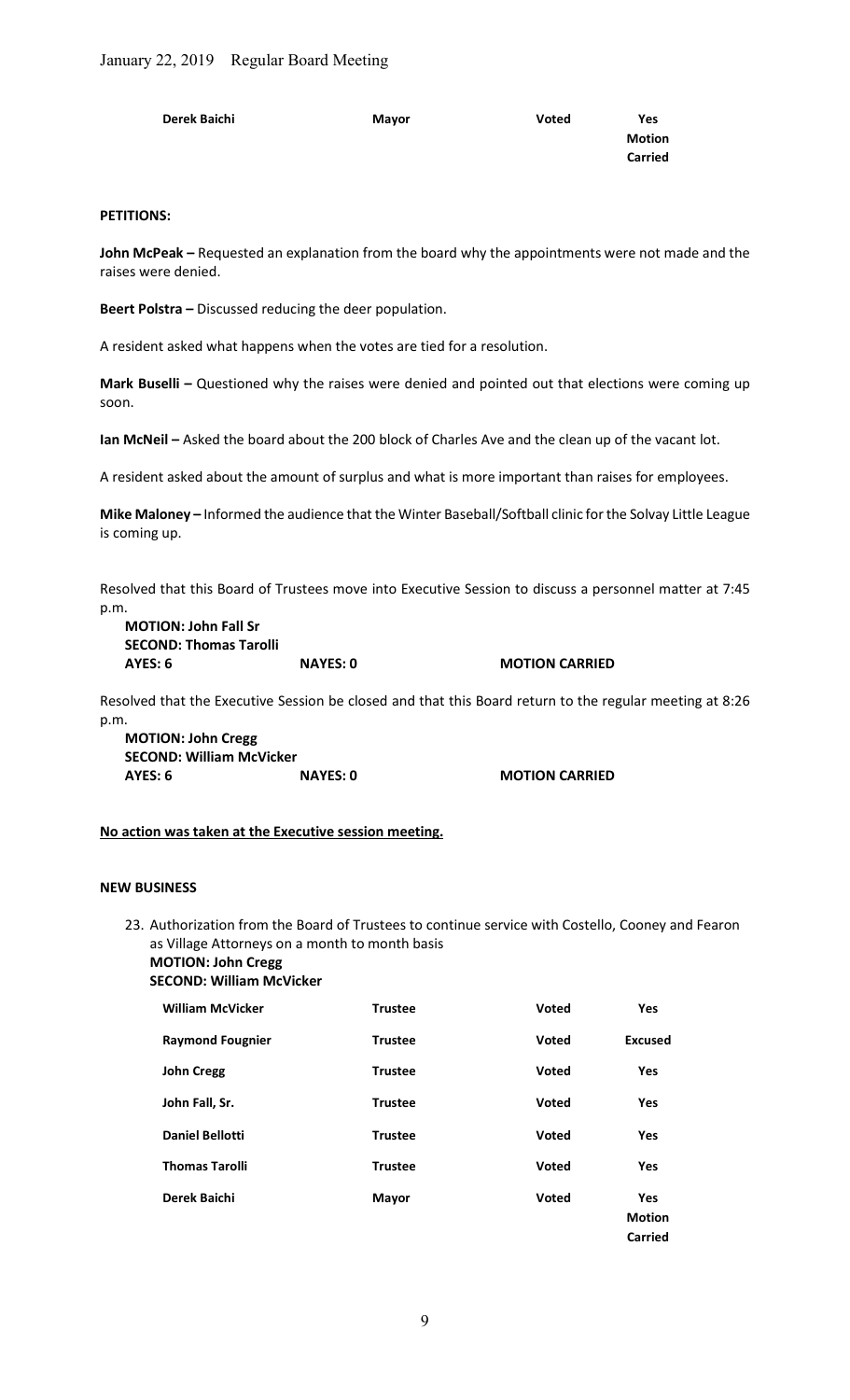| Derek Baichi | Mayor | Voted | Yes Motion Carried |
|---|---|---|---|

**PETITIONS:**

**John McPeak –** Requested an explanation from the board why the appointments were not made and the raises were denied.

**Beert Polstra –** Discussed reducing the deer population.

A resident asked what happens when the votes are tied for a resolution.

**Mark Buselli –** Questioned why the raises were denied and pointed out that elections were coming up soon.

**Ian McNeil –** Asked the board about the 200 block of Charles Ave and the clean up of the vacant lot.

A resident asked about the amount of surplus and what is more important than raises for employees.

**Mike Maloney –** Informed the audience that the Winter Baseball/Softball clinic for the Solvay Little League is coming up.

Resolved that this Board of Trustees move into Executive Session to discuss a personnel matter at 7:45 p.m.

**MOTION: John Fall Sr**
**SECOND: Thomas Tarolli**
**AYES: 6** **NAYES: 0** **MOTION CARRIED**

Resolved that the Executive Session be closed and that this Board return to the regular meeting at 8:26 p.m.

**MOTION: John Cregg**
**SECOND: William McVicker**
**AYES: 6** **NAYES: 0** **MOTION CARRIED**

**No action was taken at the Executive session meeting.**

**NEW BUSINESS**

23. Authorization from the Board of Trustees to continue service with Costello, Cooney and Fearon as Village Attorneys on a month to month basis
    **MOTION: John Cregg**
    **SECOND: William McVicker**

| William McVicker | Trustee | Voted | Yes |
|---|---|---|---|
| Raymond Fougnier | Trustee | Voted | Excused |
| John Cregg | Trustee | Voted | Yes |
| John Fall, Sr. | Trustee | Voted | Yes |
| Daniel Bellotti | Trustee | Voted | Yes |
| Thomas Tarolli | Trustee | Voted | Yes |
| Derek Baichi | Mayor | Voted | Yes Motion Carried |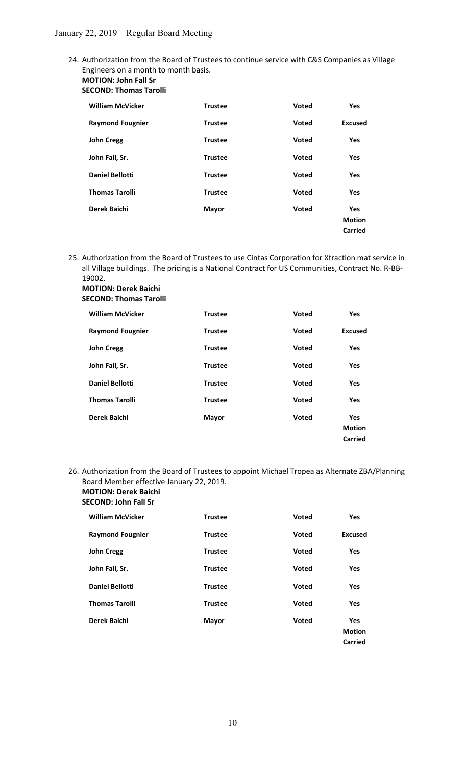24. Authorization from the Board of Trustees to continue service with C&S Companies as Village Engineers on a month to month basis.
**MOTION: John Fall Sr**
**SECOND: Thomas Tarolli**

| | | | |
|---|---|---|---|
| **William McVicker** | **Trustee** | **Voted** | **Yes** |
| **Raymond Fougnier** | **Trustee** | **Voted** | **Excused** |
| **John Cregg** | **Trustee** | **Voted** | **Yes** |
| **John Fall, Sr.** | **Trustee** | **Voted** | **Yes** |
| **Daniel Bellotti** | **Trustee** | **Voted** | **Yes** |
| **Thomas Tarolli** | **Trustee** | **Voted** | **Yes** |
| **Derek Baichi** | **Mayor** | **Voted** | **Yes Motion Carried** |

25. Authorization from the Board of Trustees to use Cintas Corporation for Xtraction mat service in all Village buildings. The pricing is a National Contract for US Communities, Contract No. R-BB-19002.
**MOTION: Derek Baichi**
**SECOND: Thomas Tarolli**

| | | | |
|---|---|---|---|
| **William McVicker** | **Trustee** | **Voted** | **Yes** |
| **Raymond Fougnier** | **Trustee** | **Voted** | **Excused** |
| **John Cregg** | **Trustee** | **Voted** | **Yes** |
| **John Fall, Sr.** | **Trustee** | **Voted** | **Yes** |
| **Daniel Bellotti** | **Trustee** | **Voted** | **Yes** |
| **Thomas Tarolli** | **Trustee** | **Voted** | **Yes** |
| **Derek Baichi** | **Mayor** | **Voted** | **Yes Motion Carried** |

26. Authorization from the Board of Trustees to appoint Michael Tropea as Alternate ZBA/Planning Board Member effective January 22, 2019.
**MOTION: Derek Baichi**
**SECOND: John Fall Sr**

| | | | |
|---|---|---|---|
| **William McVicker** | **Trustee** | **Voted** | **Yes** |
| **Raymond Fougnier** | **Trustee** | **Voted** | **Excused** |
| **John Cregg** | **Trustee** | **Voted** | **Yes** |
| **John Fall, Sr.** | **Trustee** | **Voted** | **Yes** |
| **Daniel Bellotti** | **Trustee** | **Voted** | **Yes** |
| **Thomas Tarolli** | **Trustee** | **Voted** | **Yes** |
| **Derek Baichi** | **Mayor** | **Voted** | **Yes Motion Carried** |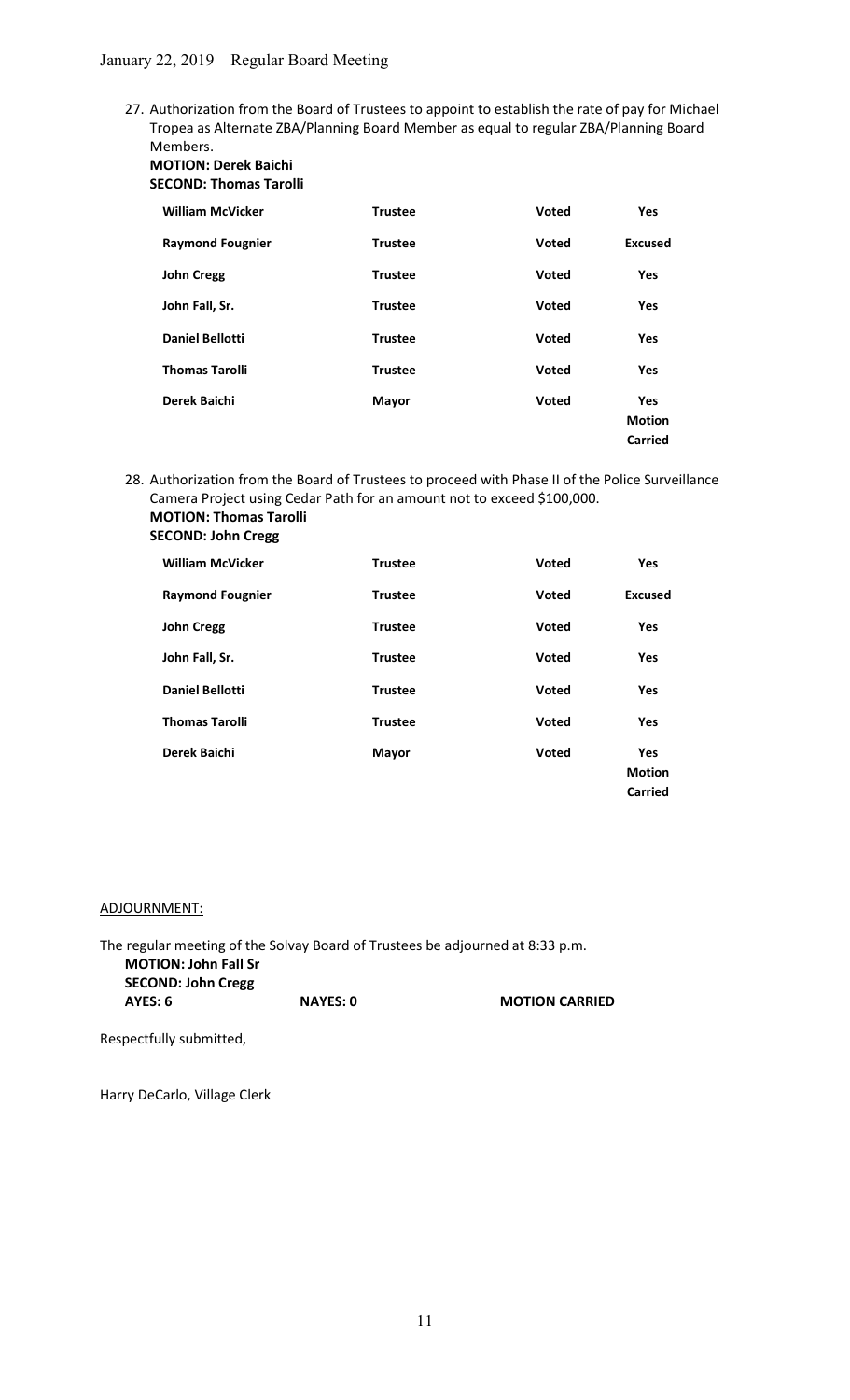27. Authorization from the Board of Trustees to appoint to establish the rate of pay for Michael Tropea as Alternate ZBA/Planning Board Member as equal to regular ZBA/Planning Board Members.
**MOTION: Derek Baichi**
**SECOND: Thomas Tarolli**

| | | | |
|---|---|---|---|
| **William McVicker** | **Trustee** | **Voted** | **Yes** |
| **Raymond Fougnier** | **Trustee** | **Voted** | **Excused** |
| **John Cregg** | **Trustee** | **Voted** | **Yes** |
| **John Fall, Sr.** | **Trustee** | **Voted** | **Yes** |
| **Daniel Bellotti** | **Trustee** | **Voted** | **Yes** |
| **Thomas Tarolli** | **Trustee** | **Voted** | **Yes** |
| **Derek Baichi** | **Mayor** | **Voted** | **Yes Motion Carried** |

28. Authorization from the Board of Trustees to proceed with Phase II of the Police Surveillance Camera Project using Cedar Path for an amount not to exceed $100,000.
**MOTION: Thomas Tarolli**
**SECOND: John Cregg**

| | | | |
|---|---|---|---|
| **William McVicker** | **Trustee** | **Voted** | **Yes** |
| **Raymond Fougnier** | **Trustee** | **Voted** | **Excused** |
| **John Cregg** | **Trustee** | **Voted** | **Yes** |
| **John Fall, Sr.** | **Trustee** | **Voted** | **Yes** |
| **Daniel Bellotti** | **Trustee** | **Voted** | **Yes** |
| **Thomas Tarolli** | **Trustee** | **Voted** | **Yes** |
| **Derek Baichi** | **Mayor** | **Voted** | **Yes Motion Carried** |

ADJOURNMENT:

The regular meeting of the Solvay Board of Trustees be adjourned at 8:33 p.m.
**MOTION: John Fall Sr**
**SECOND: John Cregg**
**AYES: 6** **NAYES: 0** **MOTION CARRIED**

Respectfully submitted,

Harry DeCarlo, Village Clerk